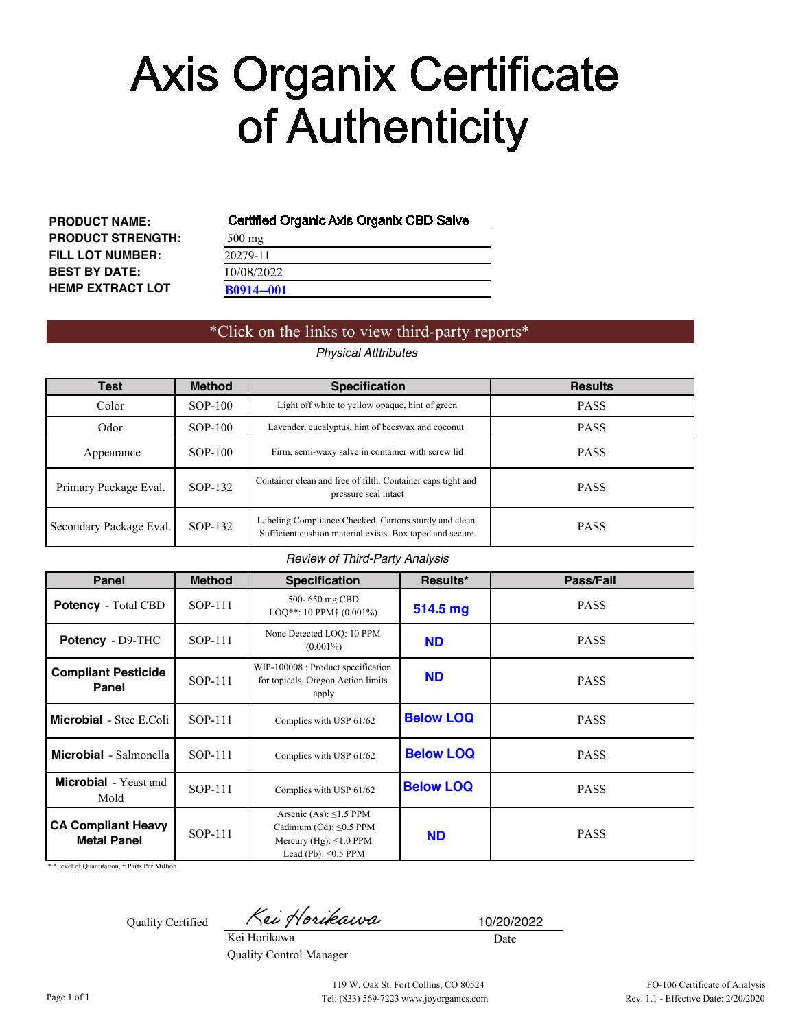# Axis Organix Certificate of Authenticity

| | |
|---|---|
| **PRODUCT NAME:** | Certified Organic Axis Organix CBD Salve |
| **PRODUCT STRENGTH:** | 500 mg |
| **FILL LOT NUMBER:** | 20279-11 |
| **BEST BY DATE:** | 10/08/2022 |
| **HEMP EXTRACT LOT** | **B0914--001** |

*Click on the links to view third-party reports*

*Physical Atttributes*

| Test | Method | Specification | Results |
|---|---|---|---|
| Color | SOP-100 | Light off white to yellow opaque, hint of green | PASS |
| Odor | SOP-100 | Lavender, eucalyptus, hint of beeswax and coconut | PASS |
| Appearance | SOP-100 | Firm, semi-waxy salve in container with screw lid | PASS |
| Primary Package Eval. | SOP-132 | Container clean and free of filth. Container caps tight and pressure seal intact | PASS |
| Secondary Package Eval. | SOP-132 | Labeling Compliance Checked, Cartons sturdy and clean. Sufficient cushion material exists. Box taped and secure. | PASS |

*Review of Third-Party Analysis*

| Panel | Method | Specification | Results* | Pass/Fail |
|---|---|---|---|---|
| **Potency** - Total CBD | SOP-111 | 500- 650 mg CBD LOQ**: 10 PPM† (0.001%) | **514.5 mg** | PASS |
| **Potency** - D9-THC | SOP-111 | None Detected LOQ: 10 PPM (0.001%) | **ND** | PASS |
| **Compliant Pesticide Panel** | SOP-111 | WIP-100008 : Product specification for topicals, Oregon Action limits apply | **ND** | PASS |
| **Microbial** - Stec E.Coli | SOP-111 | Complies with USP 61/62 | **Below LOQ** | PASS |
| **Microbial** - Salmonella | SOP-111 | Complies with USP 61/62 | **Below LOQ** | PASS |
| **Microbial** - Yeast and Mold | SOP-111 | Complies with USP 61/62 | **Below LOQ** | PASS |
| **CA Compliant Heavy Metal Panel** | SOP-111 | Arsenic (As): ≤1.5 PPM<br>Cadmium (Cd): ≤0.5 PPM<br>Mercury (Hg): ≤1.0 PPM<br>Lead (Pb): ≤0.5 PPM | **ND** | PASS |

* *Level of Quantitation, † Parts Per Million

Quality Certified

Kei Horikawa
Quality Control Manager

10/20/2022
Date

119 W. Oak St. Fort Collins, CO 80524
Tel: (833) 569-7223 www.joyorganics.com

FO-106 Certificate of Analysis
Rev. 1.1 - Effective Date: 2/20/2020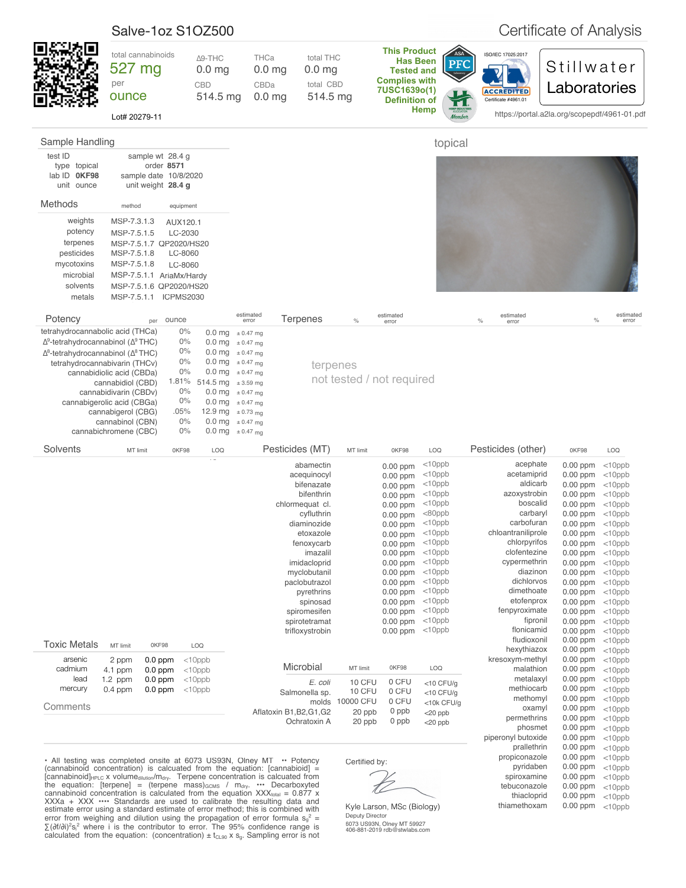# Salve-1oz S1OZ500

Certificate of Analysis

| total cannabinoids | Δ9-THC | THCa | total THC |
|---|---|---|---|
| **527 mg** per ounce | 0.0 mg | 0.0 mg | 0.0 mg |
| | CBD | CBDa | total CBD |
| | 514.5 mg | 0.0 mg | 514.5 mg |

Lot# 20279-11

**This Product Has Been Tested and Complies with 7USC1639o(1) Definition of Hemp**

ISO/IEC 17025:2017 ACCREDITED Certificate #4961.01

**Stillwater Laboratories**

https://portal.a2la.org/scopepdf/4961-01.pdf

## Sample Handling

| | | | |
|---|---|---|---|
| test ID | | sample wt | 28.4 g |
| type | topical | order | **8571** |
| lab ID | **0KF98** | sample date | 10/8/2020 |
| unit | ounce | unit weight | **28.4 g** |

topical

## Methods

| | method | equipment |
|---|---|---|
| weights | MSP-7.3.1.3 | AUX120.1 |
| potency | MSP-7.5.1.5 | LC-2030 |
| terpenes | MSP-7.5.1.7 | QP2020/HS20 |
| pesticides | MSP-7.5.1.8 | LC-8060 |
| mycotoxins | MSP-7.5.1.8 | LC-8060 |
| microbial | MSP-7.5.1.1 | AriaMx/Hardy |
| solvents | MSP-7.5.1.6 | QP2020/HS20 |
| metals | MSP-7.5.1.1 | ICPMS2030 |

## Potency

| | per | ounce | estimated error |
|---|---|---|---|
| tetrahydrocannabolic acid (THCa) | 0% | 0.0 mg | ± 0.47 mg |
| $\Delta^9$-tetrahydrocannabinol ($\Delta^9$ THC) | 0% | 0.0 mg | ± 0.47 mg |
| $\Delta^8$-tetrahydrocannabinol ($\Delta^8$ THC) | 0% | 0.0 mg | ± 0.47 mg |
| tetrahydrocannabivarin (THCv) | 0% | 0.0 mg | ± 0.47 mg |
| cannabidiolic acid (CBDa) | 0% | 0.0 mg | ± 0.47 mg |
| cannabidiol (CBD) | 1.81% | 514.5 mg | ± 3.59 mg |
| cannabidivarin (CBDv) | 0% | 0.0 mg | ± 0.47 mg |
| cannabigerolic acid (CBGa) | 0% | 0.0 mg | ± 0.47 mg |
| cannabigerol (CBG) | .05% | 12.9 mg | ± 0.73 mg |
| cannabinol (CBN) | 0% | 0.0 mg | ± 0.47 mg |
| cannabichromene (CBC) | 0% | 0.0 mg | ± 0.47 mg |

## Terpenes

terpenes
not tested / not required

## Solvents

| | MT limit | 0KF98 | LOQ |
|---|---|---|---|

## Pesticides (MT)

| | MT limit | 0KF98 | LOQ |
|---|---|---|---|
| abamectin | | 0.00 ppm | <10ppb |
| acequinocyl | | 0.00 ppm | <10ppb |
| bifenazate | | 0.00 ppm | <10ppb |
| bifenthrin | | 0.00 ppm | <10ppb |
| chlormequat cl. | | 0.00 ppm | <10ppb |
| cyfluthrin | | 0.00 ppm | <80ppb |
| diaminozide | | 0.00 ppm | <10ppb |
| etoxazole | | 0.00 ppm | <10ppb |
| fenoxycarb | | 0.00 ppm | <10ppb |
| imazalil | | 0.00 ppm | <10ppb |
| imidacloprid | | 0.00 ppm | <10ppb |
| myclobutanil | | 0.00 ppm | <10ppb |
| paclobutrazol | | 0.00 ppm | <10ppb |
| pyrethrins | | 0.00 ppm | <10ppb |
| spinosad | | 0.00 ppm | <10ppb |
| spiromesifen | | 0.00 ppm | <10ppb |
| spirotetramat | | 0.00 ppm | <10ppb |
| trifloxystrobin | | 0.00 ppm | <10ppb |

## Pesticides (other)

| | 0KF98 | LOQ |
|---|---|---|
| acephate | 0.00 ppm | <10ppb |
| acetamiprid | 0.00 ppm | <10ppb |
| aldicarb | 0.00 ppm | <10ppb |
| azoxystrobin | 0.00 ppm | <10ppb |
| boscalid | 0.00 ppm | <10ppb |
| carbaryl | 0.00 ppm | <10ppb |
| carbofuran | 0.00 ppm | <10ppb |
| chloantraniliprole | 0.00 ppm | <10ppb |
| chlorpyrifos | 0.00 ppm | <10ppb |
| clofentezine | 0.00 ppm | <10ppb |
| cypermethrin | 0.00 ppm | <10ppb |
| diazinon | 0.00 ppm | <10ppb |
| dichlorvos | 0.00 ppm | <10ppb |
| dimethoate | 0.00 ppm | <10ppb |
| etofenprox | 0.00 ppm | <10ppb |
| fenpyroximate | 0.00 ppm | <10ppb |
| fipronil | 0.00 ppm | <10ppb |
| flonicamid | 0.00 ppm | <10ppb |
| fludioxonil | 0.00 ppm | <10ppb |
| hexythiazox | 0.00 ppm | <10ppb |
| kresoxym-methyl | 0.00 ppm | <10ppb |
| malathion | 0.00 ppm | <10ppb |
| metalaxyl | 0.00 ppm | <10ppb |
| methiocarb | 0.00 ppm | <10ppb |
| methomyl | 0.00 ppm | <10ppb |
| oxamyl | 0.00 ppm | <10ppb |
| permethrins | 0.00 ppm | <10ppb |
| phosmet | 0.00 ppm | <10ppb |
| piperonyl butoxide | 0.00 ppm | <10ppb |
| prallethrin | 0.00 ppm | <10ppb |
| propiconazole | 0.00 ppm | <10ppb |
| pyridaben | 0.00 ppm | <10ppb |
| spiroxamine | 0.00 ppm | <10ppb |
| tebuconazole | 0.00 ppm | <10ppb |
| thiacloprid | 0.00 ppm | <10ppb |
| thiamethoxam | 0.00 ppm | <10ppb |

## Toxic Metals

| | MT limit | 0KF98 | LOQ |
|---|---|---|---|
| arsenic | 2 ppm | 0.0 ppm | <10ppb |
| cadmium | 4.1 ppm | 0.0 ppm | <10ppb |
| lead | 1.2 ppm | 0.0 ppm | <10ppb |
| mercury | 0.4 ppm | 0.0 ppm | <10ppb |

## Microbial

| | MT limit | 0KF98 | LOQ |
|---|---|---|---|
| *E. coli* | 10 CFU | 0 CFU | <10 CFU/g |
| Salmonella sp. | 10 CFU | 0 CFU | <10 CFU/g |
| molds | 10000 CFU | 0 CFU | <10k CFU/g |
| Aflatoxin B1,B2,G1,G2 | 20 ppb | 0 ppb | <20 ppb |
| Ochratoxin A | 20 ppb | 0 ppb | <20 ppb |

## Comments

• All testing was completed onsite at 6073 US93N, Olney MT •• Potency (cannabinoid concentration) is calcuated from the equation: [cannabiniod] = $[cannabinoid]_{HPLC}$ x $volume_{dilution}/m_{dry}$. Terpene concentration is calcuated from the equation: [terpene] = (terpene $mass)_{GCMS}$ / $m_{dry}$. ••• Decarboxyted cannabinoid concentration is calculated from the equation $XXX_{total}$ = 0.877 x XXXa + XXX •••• Standards are used to calibrate the resulting data and estimate error using a standard estimate of error method; this is combined with error from weighing and dilution using the propagation of error formula $s_g^2 = \sum(\partial f/\partial i)^2 s_i^2$ where i is the contributor to error. The 95% confidence range is calculated from the equation: (concentration) ± $t_{CL90}$ x $s_g$. Sampling error is not

Certified by:

Kyle Larson, MSc (Biology)
Deputy Director
6073 US93N, Olney MT 59927
406-881-2019 rdb@stwlabs.com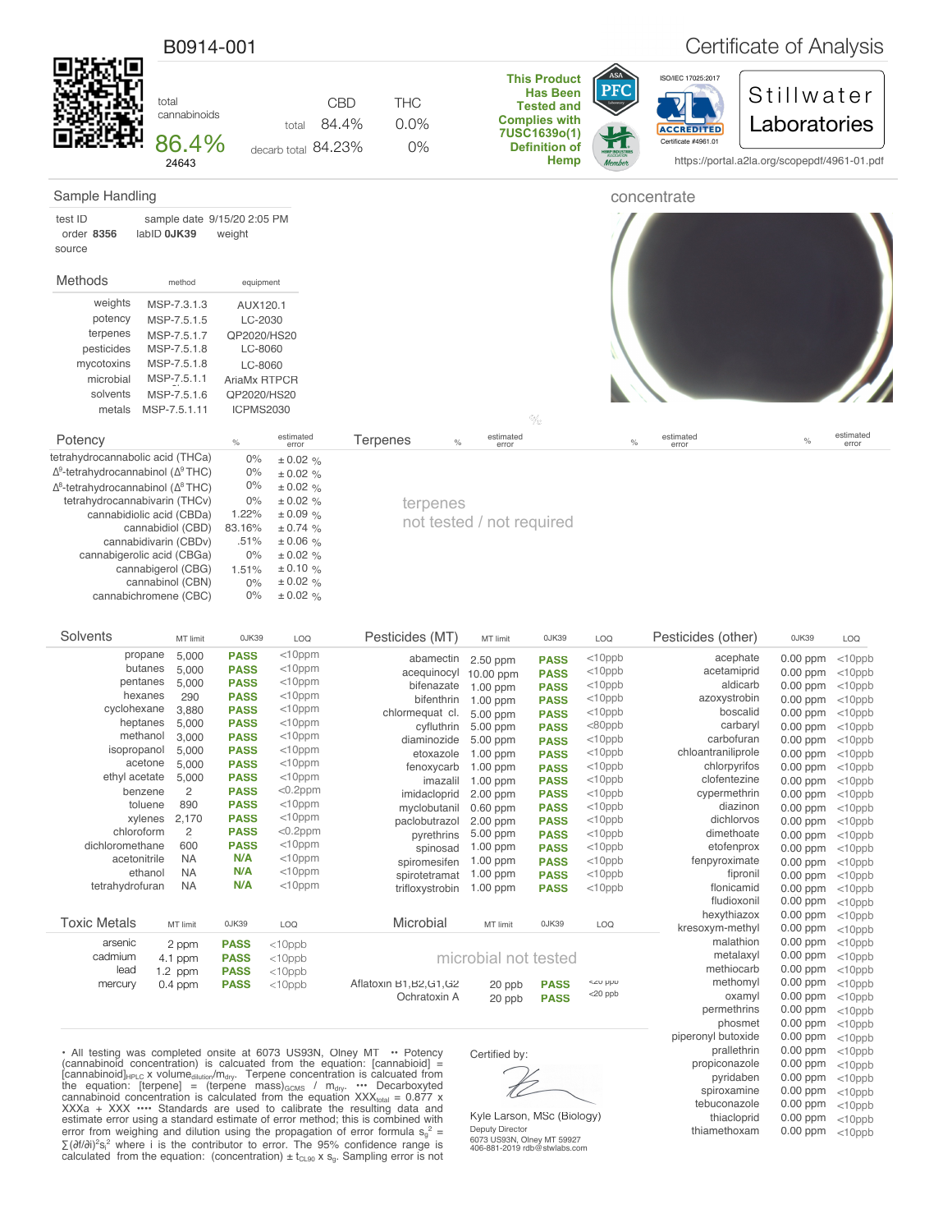B0914-001

# Certificate of Analysis

total cannabinoids **86.4%**
24643

| | CBD | THC |
|---|---|---|
| total | 84.4% | 0.0% |
| decarb total | 84.23% | 0% |

This Product Has Been Tested and Complies with 7USC1639o(1) Definition of Hemp

ISO/IEC 17025:2017 ACCREDITED Certificate #4961.01

**Stillwater Laboratories**

https://portal.a2la.org/scopepdf/4961-01.pdf

## Sample Handling

test ID
order **8356**
source
sample date 9/15/20 2:05 PM
labID **0JK39**
weight

## concentrate

## Methods

| | method | equipment |
|---|---|---|
| weights | MSP-7.3.1.3 | AUX120.1 |
| potency | MSP-7.5.1.5 | LC-2030 |
| terpenes | MSP-7.5.1.7 | QP2020/HS20 |
| pesticides | MSP-7.5.1.8 | LC-8060 |
| mycotoxins | MSP-7.5.1.8 | LC-8060 |
| microbial | MSP-7.5.1.1 | AriaMx RTPCR |
| solvents | MSP-7.5.1.6 | QP2020/HS20 |
| metals | MSP-7.5.1.11 | ICPMS2030 |

## Potency

| | % | estimated error |
|---|---|---|
| tetrahydrocannabinolic acid (THCa) | 0% | ± 0.02 % |
| $\Delta^9$-tetrahydrocannabinol ($\Delta^9$ THC) | 0% | ± 0.02 % |
| $\Delta^8$-tetrahydrocannabinol ($\Delta^8$ THC) | 0% | ± 0.02 % |
| tetrahydrocannabivarin (THCv) | 0% | ± 0.02 % |
| cannabidiolic acid (CBDa) | 1.22% | ± 0.09 % |
| cannabidiol (CBD) | 83.16% | ± 0.74 % |
| cannabidivarin (CBDv) | .51% | ± 0.06 % |
| cannabigerolic acid (CBGa) | 0% | ± 0.02 % |
| cannabigerol (CBG) | 1.51% | ± 0.10 % |
| cannabinol (CBN) | 0% | ± 0.02 % |
| cannabichromene (CBC) | 0% | ± 0.02 % |

## Terpenes

terpenes
not tested / not required

## Solvents

| | MT limit | 0JK39 | LOQ |
|---|---|---|---|
| propane | 5,000 | PASS | <10ppm |
| butanes | 5,000 | PASS | <10ppm |
| pentanes | 5,000 | PASS | <10ppm |
| hexanes | 290 | PASS | <10ppm |
| cyclohexane | 3,880 | PASS | <10ppm |
| heptanes | 5,000 | PASS | <10ppm |
| methanol | 3,000 | PASS | <10ppm |
| isopropanol | 5,000 | PASS | <10ppm |
| acetone | 5,000 | PASS | <10ppm |
| ethyl acetate | 5,000 | PASS | <10ppm |
| benzene | 2 | PASS | <0.2ppm |
| toluene | 890 | PASS | <10ppm |
| xylenes | 2,170 | PASS | <10ppm |
| chloroform | 2 | PASS | <0.2ppm |
| dichloromethane | 600 | PASS | <10ppm |
| acetonitrile | NA | N/A | <10ppm |
| ethanol | NA | N/A | <10ppm |
| tetrahydrofuran | NA | N/A | <10ppm |

## Pesticides (MT)

| | MT limit | 0JK39 | LOQ |
|---|---|---|---|
| abamectin | 2.50 ppm | PASS | <10ppb |
| acequinocyl | 10.00 ppm | PASS | <10ppb |
| bifenazate | 1.00 ppm | PASS | <10ppb |
| bifenthrin | 1.00 ppm | PASS | <10ppb |
| chlormequat cl. | 5.00 ppm | PASS | <10ppb |
| cyfluthrin | 5.00 ppm | PASS | <80ppb |
| diaminozide | 5.00 ppm | PASS | <10ppb |
| etoxazole | 1.00 ppm | PASS | <10ppb |
| fenoxycarb | 1.00 ppm | PASS | <10ppb |
| imazalil | 1.00 ppm | PASS | <10ppb |
| imidacloprid | 2.00 ppm | PASS | <10ppb |
| myclobutanil | 0.60 ppm | PASS | <10ppb |
| paclobutrazol | 2.00 ppm | PASS | <10ppb |
| pyrethrins | 5.00 ppm | PASS | <10ppb |
| spinosad | 1.00 ppm | PASS | <10ppb |
| spiromesifen | 1.00 ppm | PASS | <10ppb |
| spirotetramat | 1.00 ppm | PASS | <10ppb |
| trifloxystrobin | 1.00 ppm | PASS | <10ppb |

## Pesticides (other)

| | 0JK39 | LOQ |
|---|---|---|
| acephate | 0.00 ppm | <10ppb |
| acetamiprid | 0.00 ppm | <10ppb |
| aldicarb | 0.00 ppm | <10ppb |
| azoxystrobin | 0.00 ppm | <10ppb |
| boscalid | 0.00 ppm | <10ppb |
| carbaryl | 0.00 ppm | <10ppb |
| carbofuran | 0.00 ppm | <10ppb |
| chloantraniliprole | 0.00 ppm | <10ppb |
| chlorpyrifos | 0.00 ppm | <10ppb |
| clofentezine | 0.00 ppm | <10ppb |
| cypermethrin | 0.00 ppm | <10ppb |
| diazinon | 0.00 ppm | <10ppb |
| dichlorvos | 0.00 ppm | <10ppb |
| dimethoate | 0.00 ppm | <10ppb |
| etofenprox | 0.00 ppm | <10ppb |
| fenpyroximate | 0.00 ppm | <10ppb |
| fipronil | 0.00 ppm | <10ppb |
| flonicamid | 0.00 ppm | <10ppb |
| fludioxonil | 0.00 ppm | <10ppb |
| hexythiazox | 0.00 ppm | <10ppb |
| kresoxym-methyl | 0.00 ppm | <10ppb |
| malathion | 0.00 ppm | <10ppb |
| metalaxyl | 0.00 ppm | <10ppb |
| methiocarb | 0.00 ppm | <10ppb |
| methomyl | 0.00 ppm | <10ppb |
| oxamyl | 0.00 ppm | <10ppb |
| permethrins | 0.00 ppm | <10ppb |
| phosmet | 0.00 ppm | <10ppb |
| piperonyl butoxide | 0.00 ppm | <10ppb |
| prallethrin | 0.00 ppm | <10ppb |
| propiconazole | 0.00 ppm | <10ppb |
| pyridaben | 0.00 ppm | <10ppb |
| spiroxamine | 0.00 ppm | <10ppb |
| tebuconazole | 0.00 ppm | <10ppb |
| thiacloprid | 0.00 ppm | <10ppb |
| thiamethoxam | 0.00 ppm | <10ppb |

## Toxic Metals

| | MT limit | 0JK39 | LOQ |
|---|---|---|---|
| arsenic | 2 ppm | PASS | <10ppb |
| cadmium | 4.1 ppm | PASS | <10ppb |
| lead | 1.2 ppm | PASS | <10ppb |
| mercury | 0.4 ppm | PASS | <10ppb |

## Microbial

| | MT limit | 0JK39 | LOQ |
|---|---|---|---|
| microbial not tested | | | |
| Aflatoxin B1,B2,G1,G2 | 20 ppb | PASS | <20 ppb |
| Ochratoxin A | 20 ppb | PASS | <20 ppb |

• All testing was completed onsite at 6073 US93N, Olney MT •• Potency (cannabinoid concentration) is calcuated from the equation: [cannabinoid] = $[cannabinoid]_{HPLC}$ x $volume_{dilution}/m_{dry}$. Terpene concentration is calcuated from the equation: [terpene] = $(terpene\ mass)_{GCMS}$ / $m_{dry}$. ••• Decarboxyted cannabinoid concentration is calculated from the equation $XXX_{total}$ = 0.877 x XXXa + XXX •••• Standards are used to calibrate the resulting data and estimate error using a standard estimate of error method; this is combined with error from weighing and dilution using the propagation of error formula $s_g^2 = \sum(\partial f/\partial i)^2 s_i^2$ where i is the contributor to error. The 95% confidence range is calculated from the equation: (concentration) ± $t_{CL90}$ x $s_g$. Sampling error is not

Certified by:

Kyle Larson, MSc (Biology)
Deputy Director
6073 US93N, Olney MT 59927
406-881-2019 rdb@stwlabs.com